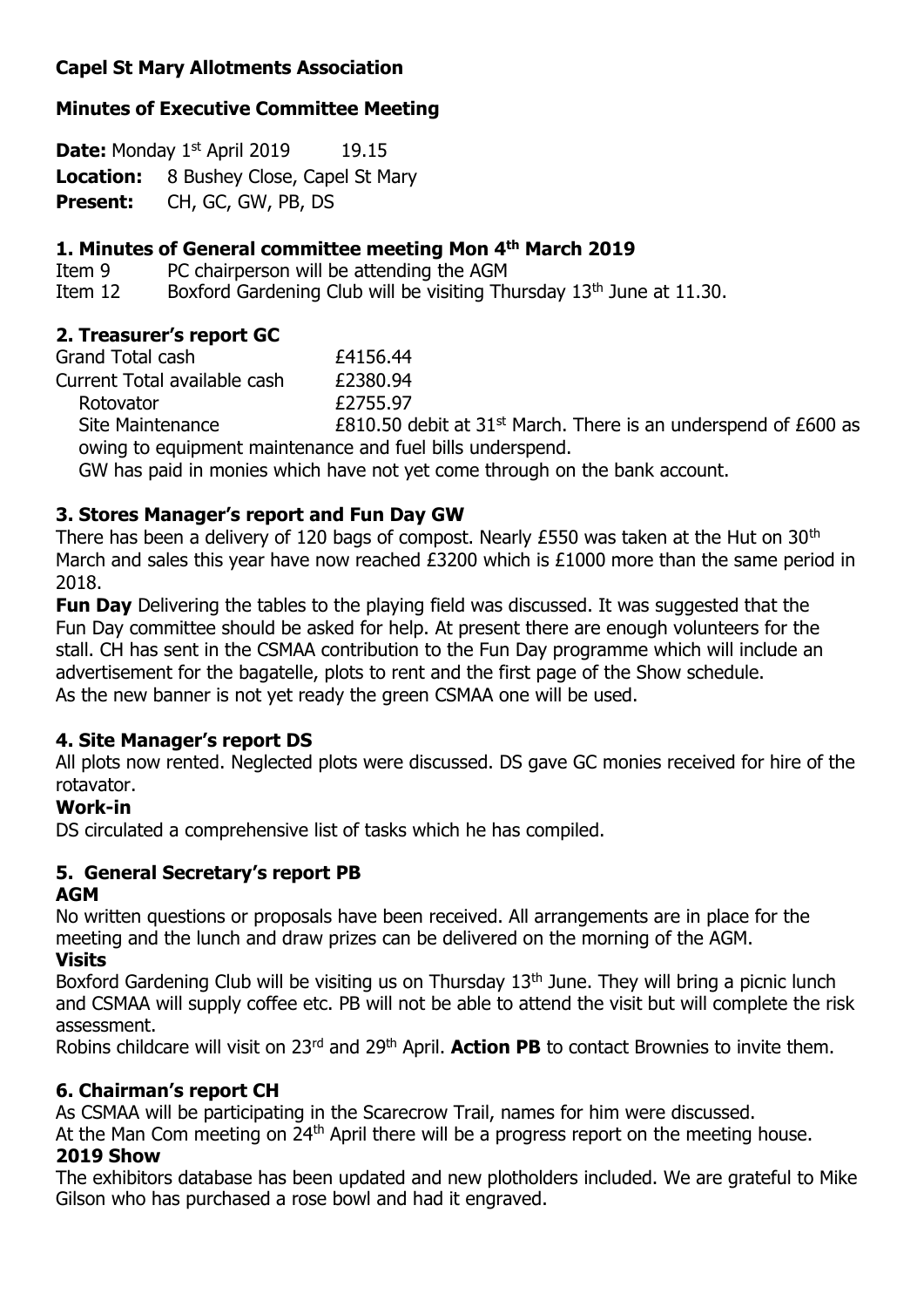**Capel St Mary Allotments Association**

**Minutes of Executive Committee Meeting**

**Date:** Monday 1st April 2019 19.15
**Location:** 8 Bushey Close, Capel St Mary
**Present:** CH, GC, GW, PB, DS

### 1. Minutes of General committee meeting Mon 4th March 2019

Item 9 PC chairperson will be attending the AGM
Item 12 Boxford Gardening Club will be visiting Thursday 13th June at 11.30.

### 2. Treasurer's report GC

| | |
|---|---|
| Grand Total cash | £4156.44 |
| Current Total available cash | £2380.94 |
| Rotovator | £2755.97 |
| Site Maintenance | £810.50 debit at 31st March. There is an underspend of £600 as owing to equipment maintenance and fuel bills underspend. |

GW has paid in monies which have not yet come through on the bank account.

### 3. Stores Manager's report and Fun Day GW

There has been a delivery of 120 bags of compost. Nearly £550 was taken at the Hut on 30th March and sales this year have now reached £3200 which is £1000 more than the same period in 2018.

**Fun Day** Delivering the tables to the playing field was discussed. It was suggested that the Fun Day committee should be asked for help. At present there are enough volunteers for the stall. CH has sent in the CSMAA contribution to the Fun Day programme which will include an advertisement for the bagatelle, plots to rent and the first page of the Show schedule.
As the new banner is not yet ready the green CSMAA one will be used.

### 4. Site Manager's report DS

All plots now rented. Neglected plots were discussed. DS gave GC monies received for hire of the rotavator.

**Work-in**

DS circulated a comprehensive list of tasks which he has compiled.

### 5. General Secretary's report PB

**AGM**

No written questions or proposals have been received. All arrangements are in place for the meeting and the lunch and draw prizes can be delivered on the morning of the AGM.

**Visits**

Boxford Gardening Club will be visiting us on Thursday 13th June. They will bring a picnic lunch and CSMAA will supply coffee etc. PB will not be able to attend the visit but will complete the risk assessment.
Robins childcare will visit on 23rd and 29th April. **Action PB** to contact Brownies to invite them.

### 6. Chairman's report CH

As CSMAA will be participating in the Scarecrow Trail, names for him were discussed.
At the Man Com meeting on 24th April there will be a progress report on the meeting house.

**2019 Show**

The exhibitors database has been updated and new plotholders included. We are grateful to Mike Gilson who has purchased a rose bowl and had it engraved.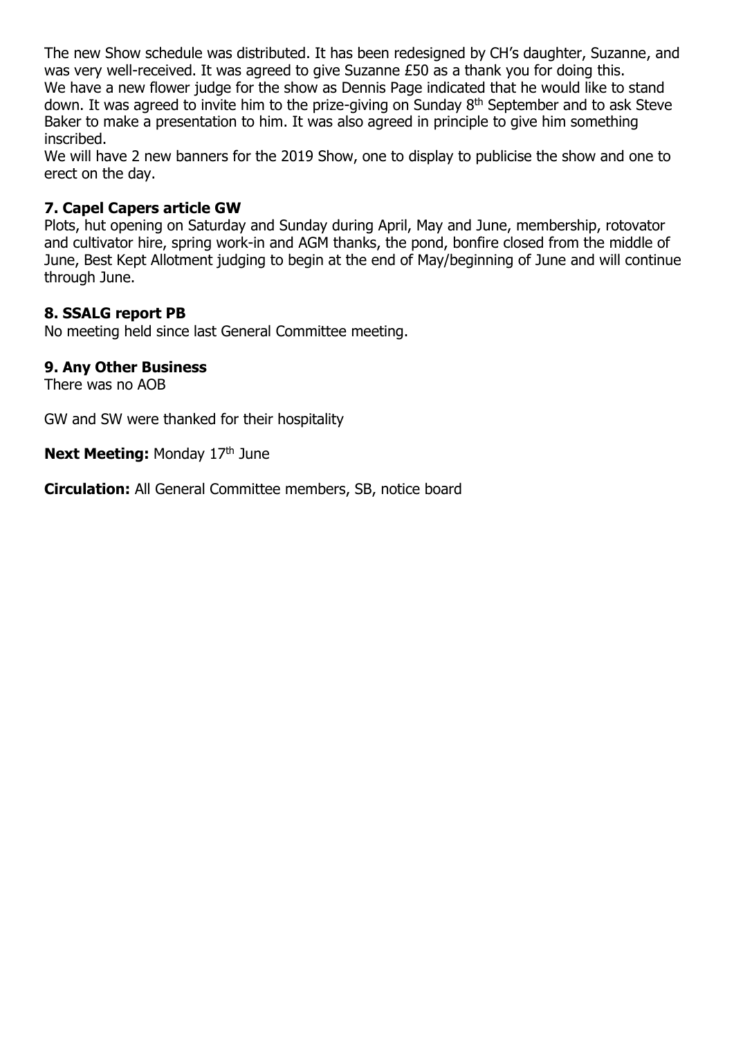The new Show schedule was distributed. It has been redesigned by CH's daughter, Suzanne, and was very well-received. It was agreed to give Suzanne £50 as a thank you for doing this. We have a new flower judge for the show as Dennis Page indicated that he would like to stand down. It was agreed to invite him to the prize-giving on Sunday 8th September and to ask Steve Baker to make a presentation to him. It was also agreed in principle to give him something inscribed.
We will have 2 new banners for the 2019 Show, one to display to publicise the show and one to erect on the day.

### 7. Capel Capers article GW

Plots, hut opening on Saturday and Sunday during April, May and June, membership, rotovator and cultivator hire, spring work-in and AGM thanks, the pond, bonfire closed from the middle of June, Best Kept Allotment judging to begin at the end of May/beginning of June and will continue through June.

### 8. SSALG report PB

No meeting held since last General Committee meeting.

### 9. Any Other Business

There was no AOB

GW and SW were thanked for their hospitality

**Next Meeting:** Monday 17th June

**Circulation:** All General Committee members, SB, notice board